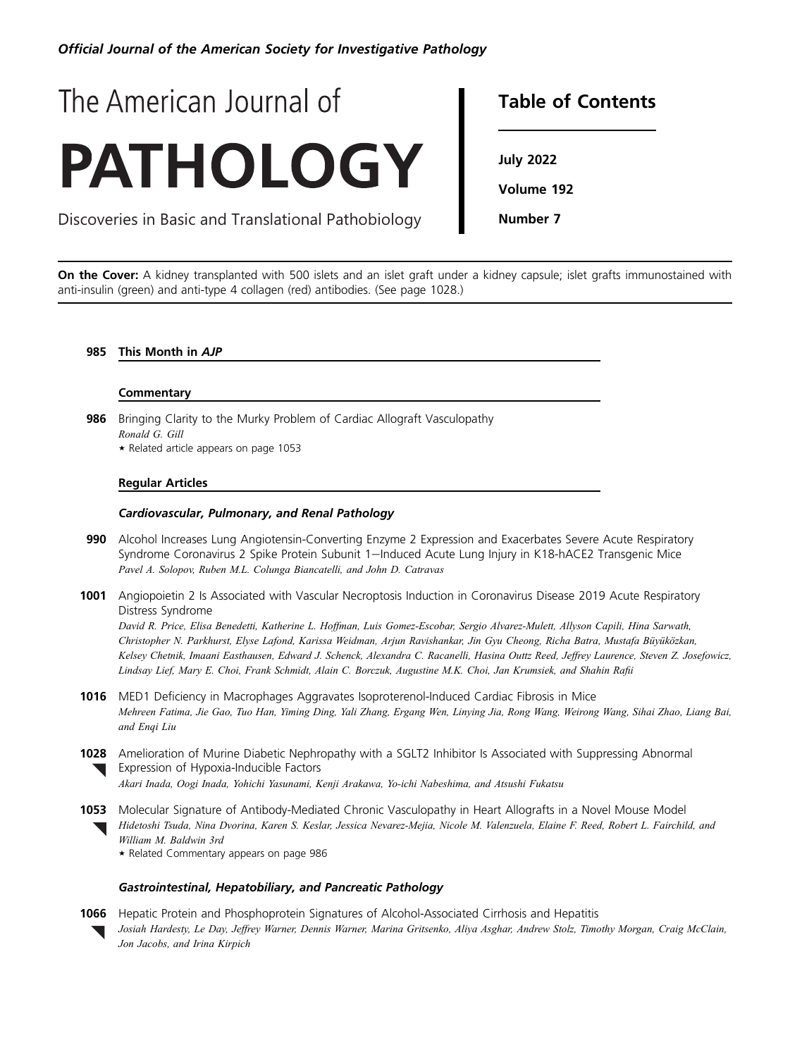*Official Journal of the American Society for Investigative Pathology*

# The American Journal of PATHOLOGY

Discoveries in Basic and Translational Pathobiology

## Table of Contents

**July 2022**

**Volume 192**

**Number 7**

**On the Cover:** A kidney transplanted with 500 islets and an islet graft under a kidney capsule; islet grafts immunostained with anti-insulin (green) and anti-type 4 collagen (red) antibodies. (See page 1028.)

**985 This Month in *AJP***

### Commentary

**986** Bringing Clarity to the Murky Problem of Cardiac Allograft Vasculopathy
*Ronald G. Gill*
⋆ Related article appears on page 1053

### Regular Articles

#### *Cardiovascular, Pulmonary, and Renal Pathology*

**990** Alcohol Increases Lung Angiotensin-Converting Enzyme 2 Expression and Exacerbates Severe Acute Respiratory Syndrome Coronavirus 2 Spike Protein Subunit 1—Induced Acute Lung Injury in K18-hACE2 Transgenic Mice
*Pavel A. Solopov, Ruben M.L. Colunga Biancatelli, and John D. Catravas*

**1001** Angiopoietin 2 Is Associated with Vascular Necroptosis Induction in Coronavirus Disease 2019 Acute Respiratory Distress Syndrome
*David R. Price, Elisa Benedetti, Katherine L. Hoffman, Luis Gomez-Escobar, Sergio Alvarez-Mulett, Allyson Capili, Hina Sarwath, Christopher N. Parkhurst, Elyse Lafond, Karissa Weidman, Arjun Ravishankar, Jin Gyu Cheong, Richa Batra, Mustafa Büyüközkan, Kelsey Chetnik, Imaani Easthausen, Edward J. Schenck, Alexandra C. Racanelli, Hasina Outtz Reed, Jeffrey Laurence, Steven Z. Josefowicz, Lindsay Lief, Mary E. Choi, Frank Schmidt, Alain C. Borczuk, Augustine M.K. Choi, Jan Krumsiek, and Shahin Rafii*

**1016** MED1 Deficiency in Macrophages Aggravates Isoproterenol-Induced Cardiac Fibrosis in Mice
*Mehreen Fatima, Jie Gao, Tuo Han, Yiming Ding, Yali Zhang, Ergang Wen, Linying Jia, Rong Wang, Weirong Wang, Sihai Zhao, Liang Bai, and Enqi Liu*

**1028** Amelioration of Murine Diabetic Nephropathy with a SGLT2 Inhibitor Is Associated with Suppressing Abnormal Expression of Hypoxia-Inducible Factors
*Akari Inada, Oogi Inada, Yohichi Yasunami, Kenji Arakawa, Yo-ichi Nabeshima, and Atsushi Fukatsu*

**1053** Molecular Signature of Antibody-Mediated Chronic Vasculopathy in Heart Allografts in a Novel Mouse Model
*Hidetoshi Tsuda, Nina Dvorina, Karen S. Keslar, Jessica Nevarez-Mejia, Nicole M. Valenzuela, Elaine F. Reed, Robert L. Fairchild, and William M. Baldwin 3rd*
⋆ Related Commentary appears on page 986

#### *Gastrointestinal, Hepatobiliary, and Pancreatic Pathology*

**1066** Hepatic Protein and Phosphoprotein Signatures of Alcohol-Associated Cirrhosis and Hepatitis
*Josiah Hardesty, Le Day, Jeffrey Warner, Dennis Warner, Marina Gritsenko, Aliya Asghar, Andrew Stolz, Timothy Morgan, Craig McClain, Jon Jacobs, and Irina Kirpich*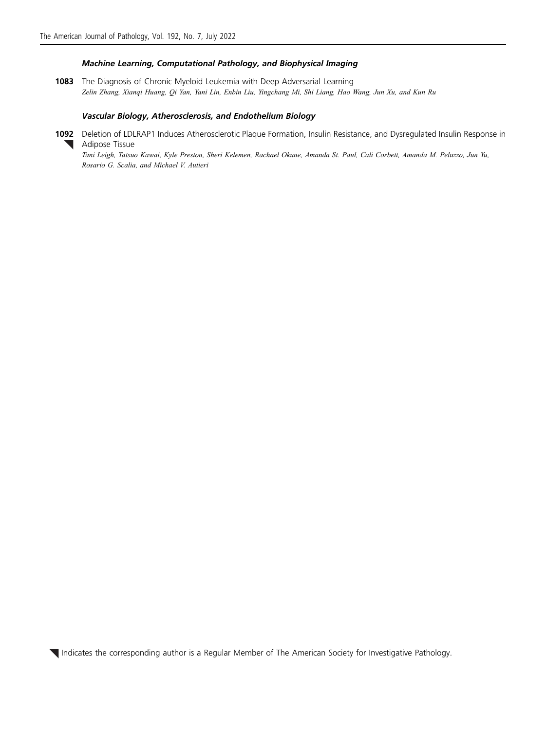### *Machine Learning, Computational Pathology, and Biophysical Imaging*

**1083** The Diagnosis of Chronic Myeloid Leukemia with Deep Adversarial Learning
*Zelin Zhang, Xianqi Huang, Qi Yan, Yani Lin, Enbin Liu, Yingchang Mi, Shi Liang, Hao Wang, Jun Xu, and Kun Ru*

### *Vascular Biology, Atherosclerosis, and Endothelium Biology*

**1092** ◥ Deletion of LDLRAP1 Induces Atherosclerotic Plaque Formation, Insulin Resistance, and Dysregulated Insulin Response in Adipose Tissue
*Tani Leigh, Tatsuo Kawai, Kyle Preston, Sheri Kelemen, Rachael Okune, Amanda St. Paul, Cali Corbett, Amanda M. Peluzzo, Jun Yu, Rosario G. Scalia, and Michael V. Autieri*

◥ Indicates the corresponding author is a Regular Member of The American Society for Investigative Pathology.